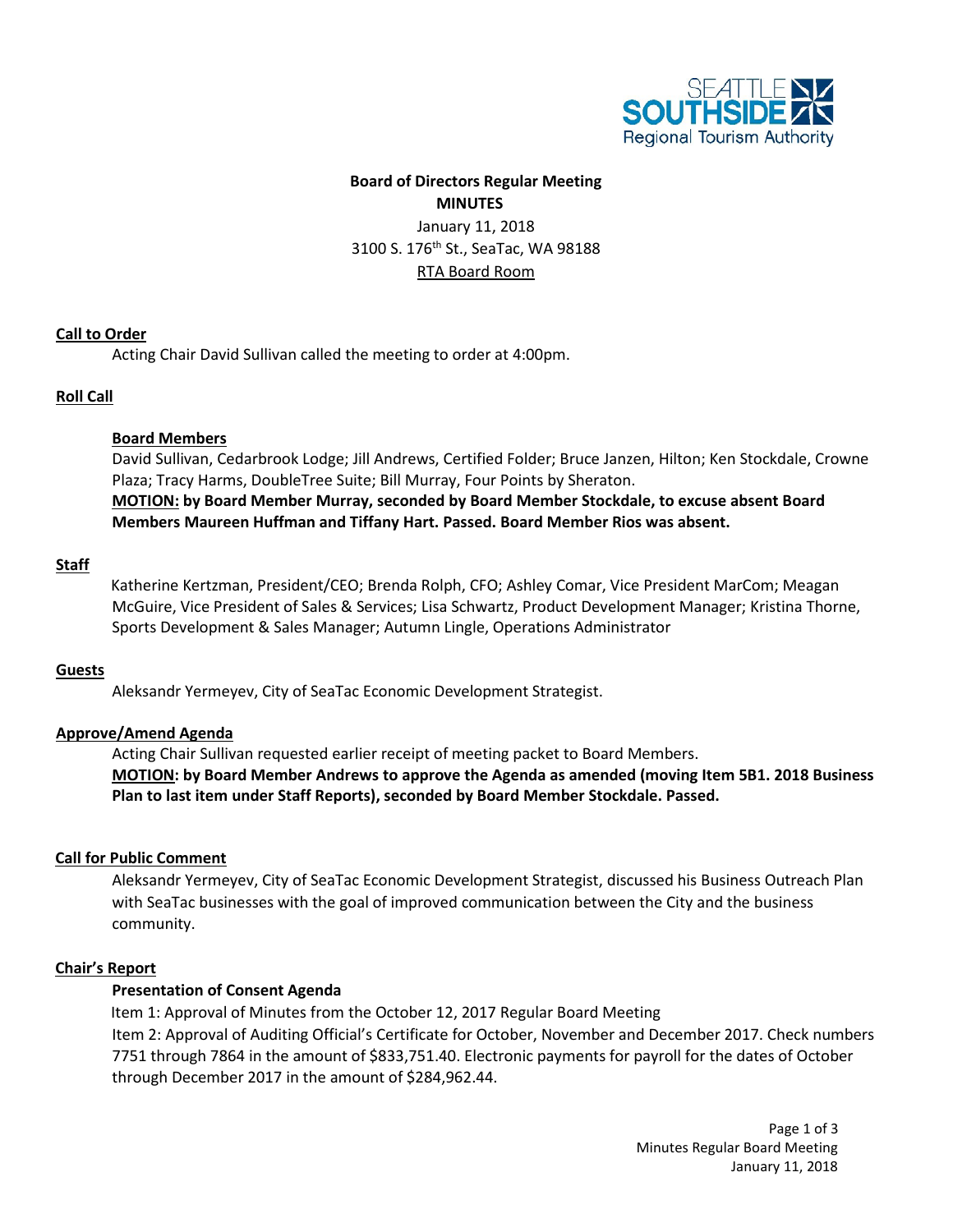**Board of Directors Regular Meeting**
**MINUTES**
January 11, 2018
3100 S. 176th St., SeaTac, WA 98188
RTA Board Room

## Call to Order

Acting Chair David Sullivan called the meeting to order at 4:00pm.

## Roll Call

### Board Members

David Sullivan, Cedarbrook Lodge; Jill Andrews, Certified Folder; Bruce Janzen, Hilton; Ken Stockdale, Crowne Plaza; Tracy Harms, DoubleTree Suite; Bill Murray, Four Points by Sheraton.

**MOTION: by Board Member Murray, seconded by Board Member Stockdale, to excuse absent Board Members Maureen Huffman and Tiffany Hart. Passed. Board Member Rios was absent.**

## Staff

Katherine Kertzman, President/CEO; Brenda Rolph, CFO; Ashley Comar, Vice President MarCom; Meagan McGuire, Vice President of Sales & Services; Lisa Schwartz, Product Development Manager; Kristina Thorne, Sports Development & Sales Manager; Autumn Lingle, Operations Administrator

## Guests

Aleksandr Yermeyev, City of SeaTac Economic Development Strategist.

## Approve/Amend Agenda

Acting Chair Sullivan requested earlier receipt of meeting packet to Board Members.

**MOTION: by Board Member Andrews to approve the Agenda as amended (moving Item 5B1. 2018 Business Plan to last item under Staff Reports), seconded by Board Member Stockdale. Passed.**

## Call for Public Comment

Aleksandr Yermeyev, City of SeaTac Economic Development Strategist, discussed his Business Outreach Plan with SeaTac businesses with the goal of improved communication between the City and the business community.

## Chair's Report

### Presentation of Consent Agenda

Item 1: Approval of Minutes from the October 12, 2017 Regular Board Meeting

Item 2: Approval of Auditing Official's Certificate for October, November and December 2017. Check numbers 7751 through 7864 in the amount of $833,751.40. Electronic payments for payroll for the dates of October through December 2017 in the amount of $284,962.44.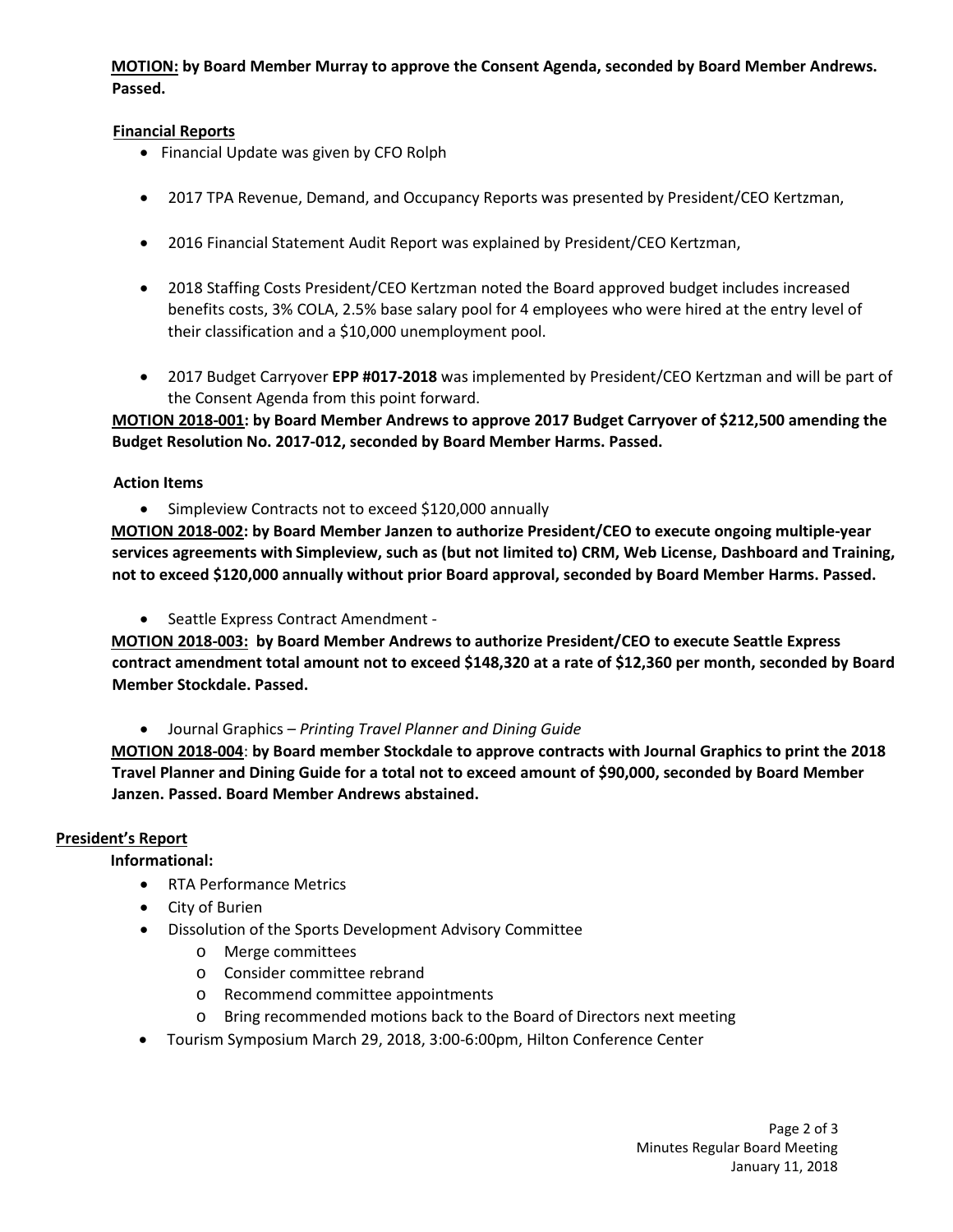**<u>MOTION:</u> by Board Member Murray to approve the Consent Agenda, seconded by Board Member Andrews. Passed.**

**<u>Financial Reports</u>**

- Financial Update was given by CFO Rolph
- 2017 TPA Revenue, Demand, and Occupancy Reports was presented by President/CEO Kertzman,
- 2016 Financial Statement Audit Report was explained by President/CEO Kertzman,
- 2018 Staffing Costs President/CEO Kertzman noted the Board approved budget includes increased benefits costs, 3% COLA, 2.5% base salary pool for 4 employees who were hired at the entry level of their classification and a $10,000 unemployment pool.
- 2017 Budget Carryover **EPP #017-2018** was implemented by President/CEO Kertzman and will be part of the Consent Agenda from this point forward.

**<u>MOTION 2018-001</u>: by Board Member Andrews to approve 2017 Budget Carryover of $212,500 amending the Budget Resolution No. 2017-012, seconded by Board Member Harms. Passed.**

**Action Items**

- Simpleview Contracts not to exceed $120,000 annually

**<u>MOTION 2018-002</u>: by Board Member Janzen to authorize President/CEO to execute ongoing multiple-year services agreements with Simpleview, such as (but not limited to) CRM, Web License, Dashboard and Training, not to exceed $120,000 annually without prior Board approval, seconded by Board Member Harms. Passed.**

- Seattle Express Contract Amendment -

**<u>MOTION 2018-003:</u> by Board Member Andrews to authorize President/CEO to execute Seattle Express contract amendment total amount not to exceed $148,320 at a rate of $12,360 per month, seconded by Board Member Stockdale. Passed.**

- Journal Graphics – *Printing Travel Planner and Dining Guide*

**<u>MOTION 2018-004</u>: by Board member Stockdale to approve contracts with Journal Graphics to print the 2018 Travel Planner and Dining Guide for a total not to exceed amount of $90,000, seconded by Board Member Janzen. Passed. Board Member Andrews abstained.**

**<u>President's Report</u>**

**Informational:**

- RTA Performance Metrics
- City of Burien
- Dissolution of the Sports Development Advisory Committee
  - Merge committees
  - Consider committee rebrand
  - Recommend committee appointments
  - Bring recommended motions back to the Board of Directors next meeting
- Tourism Symposium March 29, 2018, 3:00-6:00pm, Hilton Conference Center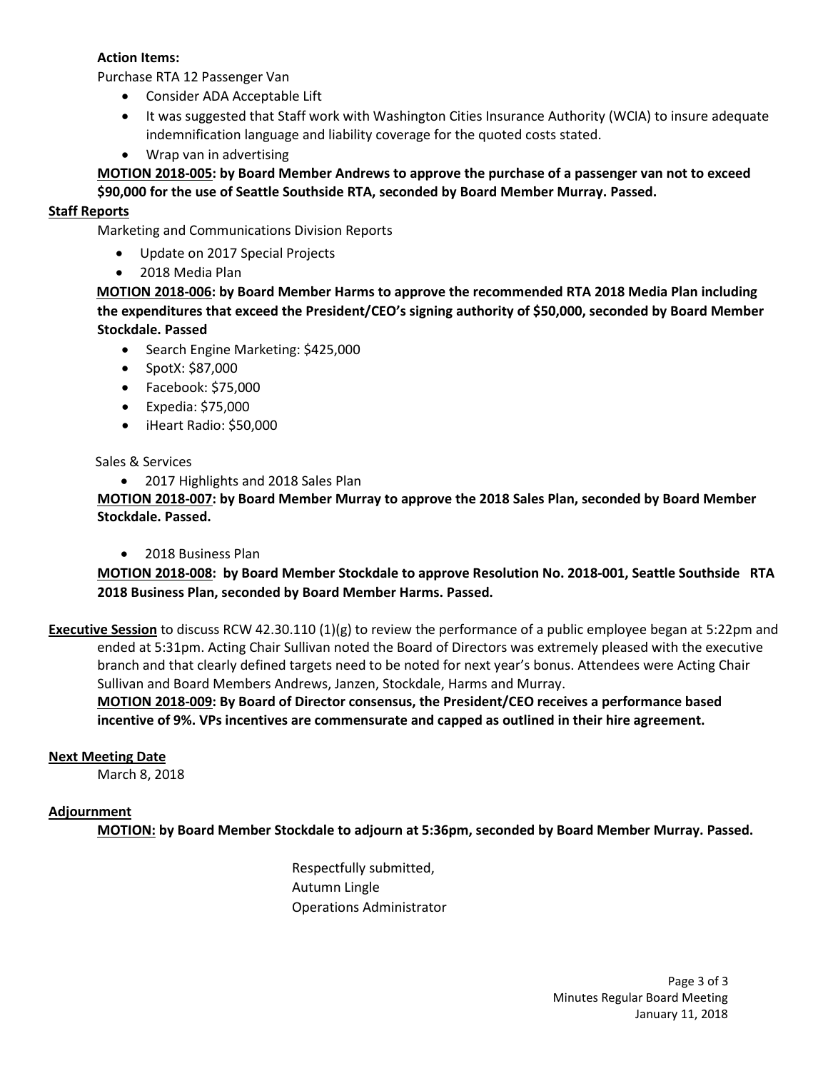**Action Items:**

Purchase RTA 12 Passenger Van

- Consider ADA Acceptable Lift
- It was suggested that Staff work with Washington Cities Insurance Authority (WCIA) to insure adequate indemnification language and liability coverage for the quoted costs stated.
- Wrap van in advertising

**MOTION 2018-005: by Board Member Andrews to approve the purchase of a passenger van not to exceed $90,000 for the use of Seattle Southside RTA, seconded by Board Member Murray. Passed.**

**Staff Reports**

Marketing and Communications Division Reports

- Update on 2017 Special Projects
- 2018 Media Plan

**MOTION 2018-006: by Board Member Harms to approve the recommended RTA 2018 Media Plan including the expenditures that exceed the President/CEO's signing authority of $50,000, seconded by Board Member Stockdale. Passed**

- Search Engine Marketing: $425,000
- SpotX: $87,000
- Facebook: $75,000
- Expedia: $75,000
- iHeart Radio: $50,000

Sales & Services

- 2017 Highlights and 2018 Sales Plan

**MOTION 2018-007: by Board Member Murray to approve the 2018 Sales Plan, seconded by Board Member Stockdale. Passed.**

- 2018 Business Plan

**MOTION 2018-008: by Board Member Stockdale to approve Resolution No. 2018-001, Seattle Southside RTA 2018 Business Plan, seconded by Board Member Harms. Passed.**

**Executive Session** to discuss RCW 42.30.110 (1)(g) to review the performance of a public employee began at 5:22pm and ended at 5:31pm. Acting Chair Sullivan noted the Board of Directors was extremely pleased with the executive branch and that clearly defined targets need to be noted for next year's bonus. Attendees were Acting Chair Sullivan and Board Members Andrews, Janzen, Stockdale, Harms and Murray.

**MOTION 2018-009: By Board of Director consensus, the President/CEO receives a performance based incentive of 9%. VPs incentives are commensurate and capped as outlined in their hire agreement.**

**Next Meeting Date**

March 8, 2018

**Adjournment**

**MOTION: by Board Member Stockdale to adjourn at 5:36pm, seconded by Board Member Murray. Passed.**

Respectfully submitted,
Autumn Lingle
Operations Administrator